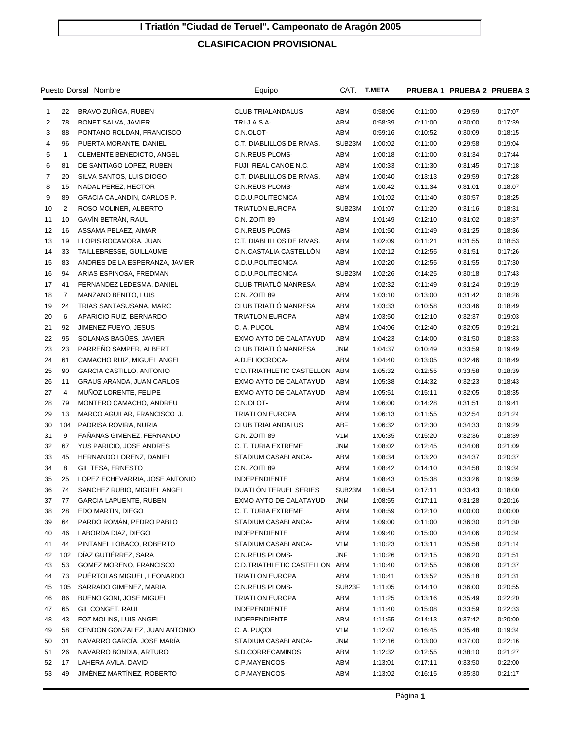# I Triatlón "Ciudad de Teruel". Campeonato de Aragón 2005

## CLASIFICACION PROVISIONAL

| Puesto | Dorsal | Nombre | Equipo | CAT. | T.META | PRUEBA 1 | PRUEBA 2 | PRUEBA 3 |
|---|---|---|---|---|---|---|---|---|
| 1 | 22 | BRAVO ZUÑIGA, RUBEN | CLUB TRIALANDALUS | ABM | 0:58:06 | 0:11:00 | 0:29:59 | 0:17:07 |
| 2 | 78 | BONET SALVA, JAVIER | TRI-J.A.S.A- | ABM | 0:58:39 | 0:11:00 | 0:30:00 | 0:17:39 |
| 3 | 88 | PONTANO ROLDAN, FRANCISCO | C.N.OLOT- | ABM | 0:59:16 | 0:10:52 | 0:30:09 | 0:18:15 |
| 4 | 96 | PUERTA MORANTE, DANIEL | C.T. DIABLILLOS DE RIVAS. | SUB23M | 1:00:02 | 0:11:00 | 0:29:58 | 0:19:04 |
| 5 | 1 | CLEMENTE BENEDICTO, ANGEL | C.N.REUS PLOMS- | ABM | 1:00:18 | 0:11:00 | 0:31:34 | 0:17:44 |
| 6 | 81 | DE SANTIAGO LOPEZ, RUBEN | FUJI REAL CANOE N.C. | ABM | 1:00:33 | 0:11:30 | 0:31:45 | 0:17:18 |
| 7 | 20 | SILVA SANTOS, LUIS DIOGO | C.T. DIABLILLOS DE RIVAS. | ABM | 1:00:40 | 0:13:13 | 0:29:59 | 0:17:28 |
| 8 | 15 | NADAL PEREZ, HECTOR | C.N.REUS PLOMS- | ABM | 1:00:42 | 0:11:34 | 0:31:01 | 0:18:07 |
| 9 | 89 | GRACIA CALANDIN, CARLOS P. | C.D.U.POLITECNICA | ABM | 1:01:02 | 0:11:40 | 0:30:57 | 0:18:25 |
| 10 | 2 | ROSO MOLINER, ALBERTO | TRIATLON EUROPA | SUB23M | 1:01:07 | 0:11:20 | 0:31:16 | 0:18:31 |
| 11 | 10 | GAVÍN BETRÁN, RAUL | C.N. ZOITI 89 | ABM | 1:01:49 | 0:12:10 | 0:31:02 | 0:18:37 |
| 12 | 16 | ASSAMA PELAEZ, AIMAR | C.N.REUS PLOMS- | ABM | 1:01:50 | 0:11:49 | 0:31:25 | 0:18:36 |
| 13 | 19 | LLOPIS ROCAMORA, JUAN | C.T. DIABLILLOS DE RIVAS. | ABM | 1:02:09 | 0:11:21 | 0:31:55 | 0:18:53 |
| 14 | 33 | TAILLEBRESSE, GUILLAUME | C.N.CASTALIA CASTELLÓN | ABM | 1:02:12 | 0:12:55 | 0:31:51 | 0:17:26 |
| 15 | 83 | ANDRES DE LA ESPERANZA, JAVIER | C.D.U.POLITECNICA | ABM | 1:02:20 | 0:12:55 | 0:31:55 | 0:17:30 |
| 16 | 94 | ARIAS ESPINOSA, FREDMAN | C.D.U.POLITECNICA | SUB23M | 1:02:26 | 0:14:25 | 0:30:18 | 0:17:43 |
| 17 | 41 | FERNANDEZ LEDESMA, DANIEL | CLUB TRIATLÓ MANRESA | ABM | 1:02:32 | 0:11:49 | 0:31:24 | 0:19:19 |
| 18 | 7 | MANZANO BENITO, LUIS | C.N. ZOITI 89 | ABM | 1:03:10 | 0:13:00 | 0:31:42 | 0:18:28 |
| 19 | 24 | TRIAS SANTASUSANA, MARC | CLUB TRIATLÓ MANRESA | ABM | 1:03:33 | 0:10:58 | 0:33:46 | 0:18:49 |
| 20 | 6 | APARICIO RUIZ, BERNARDO | TRIATLON EUROPA | ABM | 1:03:50 | 0:12:10 | 0:32:37 | 0:19:03 |
| 21 | 92 | JIMENEZ FUEYO, JESUS | C. A. PUÇOL | ABM | 1:04:06 | 0:12:40 | 0:32:05 | 0:19:21 |
| 22 | 95 | SOLANAS BAGÜES, JAVIER | EXMO AYTO DE CALATAYUD | ABM | 1:04:23 | 0:14:00 | 0:31:50 | 0:18:33 |
| 23 | 23 | PARREÑO SAMPER, ALBERT | CLUB TRIATLÓ MANRESA | JNM | 1:04:37 | 0:10:49 | 0:33:59 | 0:19:49 |
| 24 | 61 | CAMACHO RUIZ, MIGUEL ANGEL | A.D.ELIOCROCA- | ABM | 1:04:40 | 0:13:05 | 0:32:46 | 0:18:49 |
| 25 | 90 | GARCIA CASTILLO, ANTONIO | C.D.TRIATHLETIC CASTELLON | ABM | 1:05:32 | 0:12:55 | 0:33:58 | 0:18:39 |
| 26 | 11 | GRAUS ARANDA, JUAN CARLOS | EXMO AYTO DE CALATAYUD | ABM | 1:05:38 | 0:14:32 | 0:32:23 | 0:18:43 |
| 27 | 4 | MUÑOZ LORENTE, FELIPE | EXMO AYTO DE CALATAYUD | ABM | 1:05:51 | 0:15:11 | 0:32:05 | 0:18:35 |
| 28 | 79 | MONTERO CAMACHO, ANDREU | C.N.OLOT- | ABM | 1:06:00 | 0:14:28 | 0:31:51 | 0:19:41 |
| 29 | 13 | MARCO AGUILAR, FRANCISCO J. | TRIATLON EUROPA | ABM | 1:06:13 | 0:11:55 | 0:32:54 | 0:21:24 |
| 30 | 104 | PADRISA ROVIRA, NURIA | CLUB TRIALANDALUS | ABF | 1:06:32 | 0:12:30 | 0:34:33 | 0:19:29 |
| 31 | 9 | FAÑANAS GIMENEZ, FERNANDO | C.N. ZOITI 89 | V1M | 1:06:35 | 0:15:20 | 0:32:36 | 0:18:39 |
| 32 | 67 | YUS PARICIO, JOSE ANDRES | C. T. TURIA EXTREME | JNM | 1:08:02 | 0:12:45 | 0:34:08 | 0:21:09 |
| 33 | 45 | HERNANDO LORENZ, DANIEL | STADIUM CASABLANCA- | ABM | 1:08:34 | 0:13:20 | 0:34:37 | 0:20:37 |
| 34 | 8 | GIL TESA, ERNESTO | C.N. ZOITI 89 | ABM | 1:08:42 | 0:14:10 | 0:34:58 | 0:19:34 |
| 35 | 25 | LOPEZ ECHEVARRIA, JOSE ANTONIO | INDEPENDIENTE | ABM | 1:08:43 | 0:15:38 | 0:33:26 | 0:19:39 |
| 36 | 74 | SANCHEZ RUBIO, MIGUEL ANGEL | DUATLÓN TERUEL SERIES | SUB23M | 1:08:54 | 0:17:11 | 0:33:43 | 0:18:00 |
| 37 | 77 | GARCIA LAPUENTE, RUBEN | EXMO AYTO DE CALATAYUD | JNM | 1:08:55 | 0:17:11 | 0:31:28 | 0:20:16 |
| 38 | 28 | EDO MARTIN, DIEGO | C. T. TURIA EXTREME | ABM | 1:08:59 | 0:12:10 | 0:00:00 | 0:00:00 |
| 39 | 64 | PARDO ROMÁN, PEDRO PABLO | STADIUM CASABLANCA- | ABM | 1:09:00 | 0:11:00 | 0:36:30 | 0:21:30 |
| 40 | 46 | LABORDA DIAZ, DIEGO | INDEPENDIENTE | ABM | 1:09:40 | 0:15:00 | 0:34:06 | 0:20:34 |
| 41 | 44 | PINTANEL LOBACO, ROBERTO | STADIUM CASABLANCA- | V1M | 1:10:23 | 0:13:11 | 0:35:58 | 0:21:14 |
| 42 | 102 | DÍAZ GUTIÉRREZ, SARA | C.N.REUS PLOMS- | JNF | 1:10:26 | 0:12:15 | 0:36:20 | 0:21:51 |
| 43 | 53 | GOMEZ MORENO, FRANCISCO | C.D.TRIATHLETIC CASTELLON | ABM | 1:10:40 | 0:12:55 | 0:36:08 | 0:21:37 |
| 44 | 73 | PUÉRTOLAS MIGUEL, LEONARDO | TRIATLON EUROPA | ABM | 1:10:41 | 0:13:52 | 0:35:18 | 0:21:31 |
| 45 | 105 | SARRADO GIMENEZ, MARIA | C.N.REUS PLOMS- | SUB23F | 1:11:05 | 0:14:10 | 0:36:00 | 0:20:55 |
| 46 | 86 | BUENO GONI, JOSE MIGUEL | TRIATLON EUROPA | ABM | 1:11:25 | 0:13:16 | 0:35:49 | 0:22:20 |
| 47 | 65 | GIL CONGET, RAUL | INDEPENDIENTE | ABM | 1:11:40 | 0:15:08 | 0:33:59 | 0:22:33 |
| 48 | 43 | FOZ MOLINS, LUIS ANGEL | INDEPENDIENTE | ABM | 1:11:55 | 0:14:13 | 0:37:42 | 0:20:00 |
| 49 | 58 | CENDON GONZALEZ, JUAN ANTONIO | C. A. PUÇOL | V1M | 1:12:07 | 0:16:45 | 0:35:48 | 0:19:34 |
| 50 | 31 | NAVARRO GARCÍA, JOSE MARÍA | STADIUM CASABLANCA- | JNM | 1:12:16 | 0:13:00 | 0:37:00 | 0:22:16 |
| 51 | 26 | NAVARRO BONDIA, ARTURO | S.D.CORRECAMINOS | ABM | 1:12:32 | 0:12:55 | 0:38:10 | 0:21:27 |
| 52 | 17 | LAHERA AVILA, DAVID | C.P.MAYENCOS- | ABM | 1:13:01 | 0:17:11 | 0:33:50 | 0:22:00 |
| 53 | 49 | JIMÉNEZ MARTÍNEZ, ROBERTO | C.P.MAYENCOS- | ABM | 1:13:02 | 0:16:15 | 0:35:30 | 0:21:17 |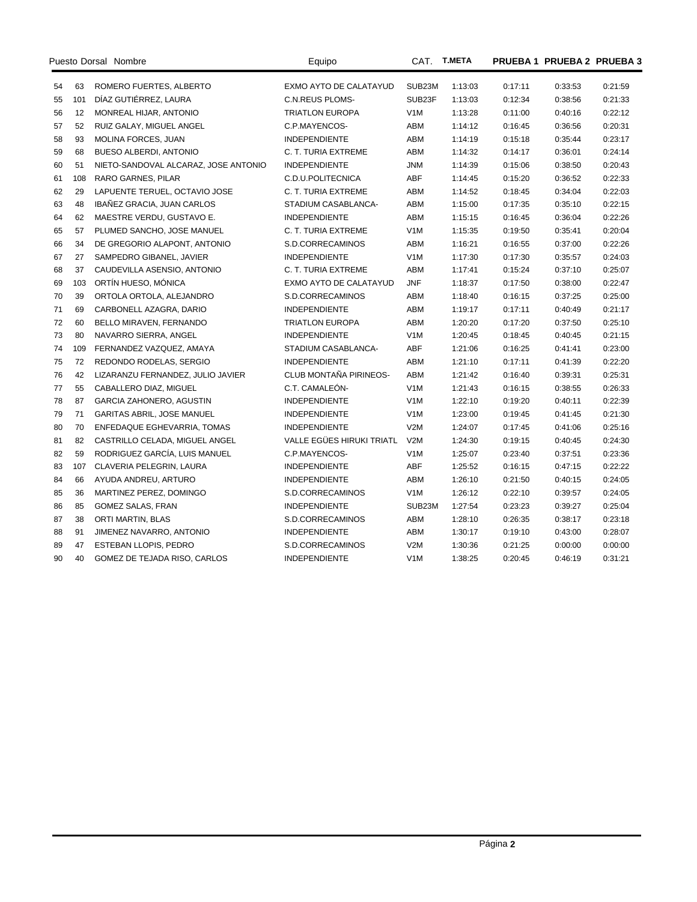| Puesto | Dorsal | Nombre | Equipo | CAT. | T.META | PRUEBA 1 | PRUEBA 2 | PRUEBA 3 |
|---|---|---|---|---|---|---|---|---|
| 54 | 63 | ROMERO FUERTES, ALBERTO | EXMO AYTO DE CALATAYUD | SUB23M | 1:13:03 | 0:17:11 | 0:33:53 | 0:21:59 |
| 55 | 101 | DÍAZ GUTIÉRREZ, LAURA | C.N.REUS PLOMS- | SUB23F | 1:13:03 | 0:12:34 | 0:38:56 | 0:21:33 |
| 56 | 12 | MONREAL HIJAR, ANTONIO | TRIATLON EUROPA | V1M | 1:13:28 | 0:11:00 | 0:40:16 | 0:22:12 |
| 57 | 52 | RUIZ GALAY, MIGUEL ANGEL | C.P.MAYENCOS- | ABM | 1:14:12 | 0:16:45 | 0:36:56 | 0:20:31 |
| 58 | 93 | MOLINA FORCES, JUAN | INDEPENDIENTE | ABM | 1:14:19 | 0:15:18 | 0:35:44 | 0:23:17 |
| 59 | 68 | BUESO ALBERDI, ANTONIO | C. T. TURIA EXTREME | ABM | 1:14:32 | 0:14:17 | 0:36:01 | 0:24:14 |
| 60 | 51 | NIETO-SANDOVAL ALCARAZ, JOSE ANTONIO | INDEPENDIENTE | JNM | 1:14:39 | 0:15:06 | 0:38:50 | 0:20:43 |
| 61 | 108 | RARO GARNES, PILAR | C.D.U.POLITECNICA | ABF | 1:14:45 | 0:15:20 | 0:36:52 | 0:22:33 |
| 62 | 29 | LAPUENTE TERUEL, OCTAVIO JOSE | C. T. TURIA EXTREME | ABM | 1:14:52 | 0:18:45 | 0:34:04 | 0:22:03 |
| 63 | 48 | IBAÑEZ GRACIA, JUAN CARLOS | STADIUM CASABLANCA- | ABM | 1:15:00 | 0:17:35 | 0:35:10 | 0:22:15 |
| 64 | 62 | MAESTRE VERDU, GUSTAVO E. | INDEPENDIENTE | ABM | 1:15:15 | 0:16:45 | 0:36:04 | 0:22:26 |
| 65 | 57 | PLUMED SANCHO, JOSE MANUEL | C. T. TURIA EXTREME | V1M | 1:15:35 | 0:19:50 | 0:35:41 | 0:20:04 |
| 66 | 34 | DE GREGORIO ALAPONT, ANTONIO | S.D.CORRECAMINOS | ABM | 1:16:21 | 0:16:55 | 0:37:00 | 0:22:26 |
| 67 | 27 | SAMPEDRO GIBANEL, JAVIER | INDEPENDIENTE | V1M | 1:17:30 | 0:17:30 | 0:35:57 | 0:24:03 |
| 68 | 37 | CAUDEVILLA ASENSIO, ANTONIO | C. T. TURIA EXTREME | ABM | 1:17:41 | 0:15:24 | 0:37:10 | 0:25:07 |
| 69 | 103 | ORTÍN HUESO, MÓNICA | EXMO AYTO DE CALATAYUD | JNF | 1:18:37 | 0:17:50 | 0:38:00 | 0:22:47 |
| 70 | 39 | ORTOLA ORTOLA, ALEJANDRO | S.D.CORRECAMINOS | ABM | 1:18:40 | 0:16:15 | 0:37:25 | 0:25:00 |
| 71 | 69 | CARBONELL AZAGRA, DARIO | INDEPENDIENTE | ABM | 1:19:17 | 0:17:11 | 0:40:49 | 0:21:17 |
| 72 | 60 | BELLO MIRAVEN, FERNANDO | TRIATLON EUROPA | ABM | 1:20:20 | 0:17:20 | 0:37:50 | 0:25:10 |
| 73 | 80 | NAVARRO SIERRA, ANGEL | INDEPENDIENTE | V1M | 1:20:45 | 0:18:45 | 0:40:45 | 0:21:15 |
| 74 | 109 | FERNANDEZ VAZQUEZ, AMAYA | STADIUM CASABLANCA- | ABF | 1:21:06 | 0:16:25 | 0:41:41 | 0:23:00 |
| 75 | 72 | REDONDO RODELAS, SERGIO | INDEPENDIENTE | ABM | 1:21:10 | 0:17:11 | 0:41:39 | 0:22:20 |
| 76 | 42 | LIZARANZU FERNANDEZ, JULIO JAVIER | CLUB MONTAÑA PIRINEOS- | ABM | 1:21:42 | 0:16:40 | 0:39:31 | 0:25:31 |
| 77 | 55 | CABALLERO DIAZ, MIGUEL | C.T. CAMALEÓN- | V1M | 1:21:43 | 0:16:15 | 0:38:55 | 0:26:33 |
| 78 | 87 | GARCIA ZAHONERO, AGUSTIN | INDEPENDIENTE | V1M | 1:22:10 | 0:19:20 | 0:40:11 | 0:22:39 |
| 79 | 71 | GARITAS ABRIL, JOSE MANUEL | INDEPENDIENTE | V1M | 1:23:00 | 0:19:45 | 0:41:45 | 0:21:30 |
| 80 | 70 | ENFEDAQUE EGHEVARRIA, TOMAS | INDEPENDIENTE | V2M | 1:24:07 | 0:17:45 | 0:41:06 | 0:25:16 |
| 81 | 82 | CASTRILLO CELADA, MIGUEL ANGEL | VALLE EGÜES HIRUKI TRIATL | V2M | 1:24:30 | 0:19:15 | 0:40:45 | 0:24:30 |
| 82 | 59 | RODRIGUEZ GARCÍA, LUIS MANUEL | C.P.MAYENCOS- | V1M | 1:25:07 | 0:23:40 | 0:37:51 | 0:23:36 |
| 83 | 107 | CLAVERIA PELEGRIN, LAURA | INDEPENDIENTE | ABF | 1:25:52 | 0:16:15 | 0:47:15 | 0:22:22 |
| 84 | 66 | AYUDA ANDREU, ARTURO | INDEPENDIENTE | ABM | 1:26:10 | 0:21:50 | 0:40:15 | 0:24:05 |
| 85 | 36 | MARTINEZ PEREZ, DOMINGO | S.D.CORRECAMINOS | V1M | 1:26:12 | 0:22:10 | 0:39:57 | 0:24:05 |
| 86 | 85 | GOMEZ SALAS, FRAN | INDEPENDIENTE | SUB23M | 1:27:54 | 0:23:23 | 0:39:27 | 0:25:04 |
| 87 | 38 | ORTI MARTIN, BLAS | S.D.CORRECAMINOS | ABM | 1:28:10 | 0:26:35 | 0:38:17 | 0:23:18 |
| 88 | 91 | JIMENEZ NAVARRO, ANTONIO | INDEPENDIENTE | ABM | 1:30:17 | 0:19:10 | 0:43:00 | 0:28:07 |
| 89 | 47 | ESTEBAN LLOPIS, PEDRO | S.D.CORRECAMINOS | V2M | 1:30:36 | 0:21:25 | 0:00:00 | 0:00:00 |
| 90 | 40 | GOMEZ DE TEJADA RISO, CARLOS | INDEPENDIENTE | V1M | 1:38:25 | 0:20:45 | 0:46:19 | 0:31:21 |